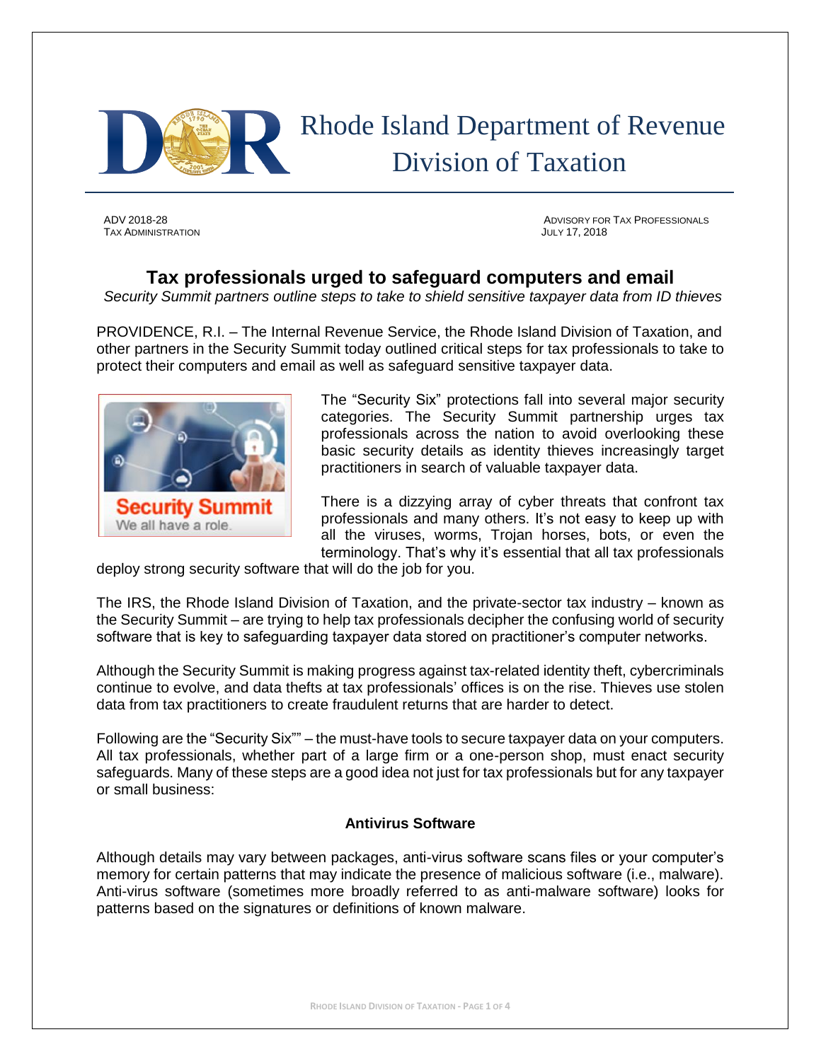# Rhode Island Department of Revenue
## Division of Taxation

ADV 2018-28
TAX ADMINISTRATION

ADVISORY FOR TAX PROFESSIONALS
JULY 17, 2018

## Tax professionals urged to safeguard computers and email

*Security Summit partners outline steps to take to shield sensitive taxpayer data from ID thieves*

PROVIDENCE, R.I. – The Internal Revenue Service, the Rhode Island Division of Taxation, and other partners in the Security Summit today outlined critical steps for tax professionals to take to protect their computers and email as well as safeguard sensitive taxpayer data.

The "Security Six" protections fall into several major security categories. The Security Summit partnership urges tax professionals across the nation to avoid overlooking these basic security details as identity thieves increasingly target practitioners in search of valuable taxpayer data.

There is a dizzying array of cyber threats that confront tax professionals and many others. It's not easy to keep up with all the viruses, worms, Trojan horses, bots, or even the terminology. That's why it's essential that all tax professionals deploy strong security software that will do the job for you.

The IRS, the Rhode Island Division of Taxation, and the private-sector tax industry – known as the Security Summit – are trying to help tax professionals decipher the confusing world of security software that is key to safeguarding taxpayer data stored on practitioner's computer networks.

Although the Security Summit is making progress against tax-related identity theft, cybercriminals continue to evolve, and data thefts at tax professionals' offices is on the rise. Thieves use stolen data from tax practitioners to create fraudulent returns that are harder to detect.

Following are the "Security Six"" – the must-have tools to secure taxpayer data on your computers. All tax professionals, whether part of a large firm or a one-person shop, must enact security safeguards. Many of these steps are a good idea not just for tax professionals but for any taxpayer or small business:

### Antivirus Software

Although details may vary between packages, anti-virus software scans files or your computer's memory for certain patterns that may indicate the presence of malicious software (i.e., malware). Anti-virus software (sometimes more broadly referred to as anti-malware software) looks for patterns based on the signatures or definitions of known malware.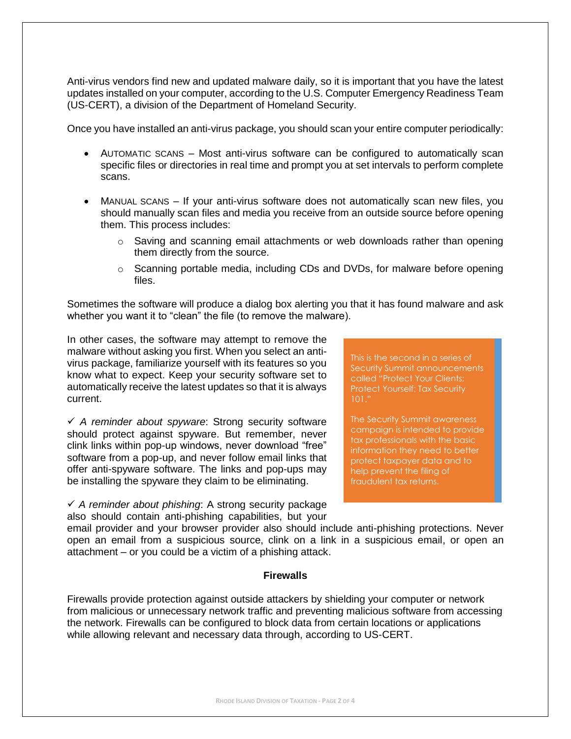Anti-virus vendors find new and updated malware daily, so it is important that you have the latest updates installed on your computer, according to the U.S. Computer Emergency Readiness Team (US-CERT), a division of the Department of Homeland Security.

Once you have installed an anti-virus package, you should scan your entire computer periodically:

- AUTOMATIC SCANS – Most anti-virus software can be configured to automatically scan specific files or directories in real time and prompt you at set intervals to perform complete scans.
- MANUAL SCANS – If your anti-virus software does not automatically scan new files, you should manually scan files and media you receive from an outside source before opening them. This process includes:
  - Saving and scanning email attachments or web downloads rather than opening them directly from the source.
  - Scanning portable media, including CDs and DVDs, for malware before opening files.

Sometimes the software will produce a dialog box alerting you that it has found malware and ask whether you want it to "clean" the file (to remove the malware).

In other cases, the software may attempt to remove the malware without asking you first. When you select an anti-virus package, familiarize yourself with its features so you know what to expect. Keep your security software set to automatically receive the latest updates so that it is always current.

> This is the second in a series of Security Summit announcements called "Protect Your Clients; Protect Yourself: Tax Security 101."
>
> The Security Summit awareness campaign is intended to provide tax professionals with the basic information they need to better protect taxpayer data and to help prevent the filing of fraudulent tax returns.

✓ *A reminder about spyware*: Strong security software should protect against spyware. But remember, never clink links within pop-up windows, never download "free" software from a pop-up, and never follow email links that offer anti-spyware software. The links and pop-ups may be installing the spyware they claim to be eliminating.

✓ *A reminder about phishing*: A strong security package also should contain anti-phishing capabilities, but your email provider and your browser provider also should include anti-phishing protections. Never open an email from a suspicious source, clink on a link in a suspicious email, or open an attachment – or you could be a victim of a phishing attack.

**Firewalls**

Firewalls provide protection against outside attackers by shielding your computer or network from malicious or unnecessary network traffic and preventing malicious software from accessing the network. Firewalls can be configured to block data from certain locations or applications while allowing relevant and necessary data through, according to US-CERT.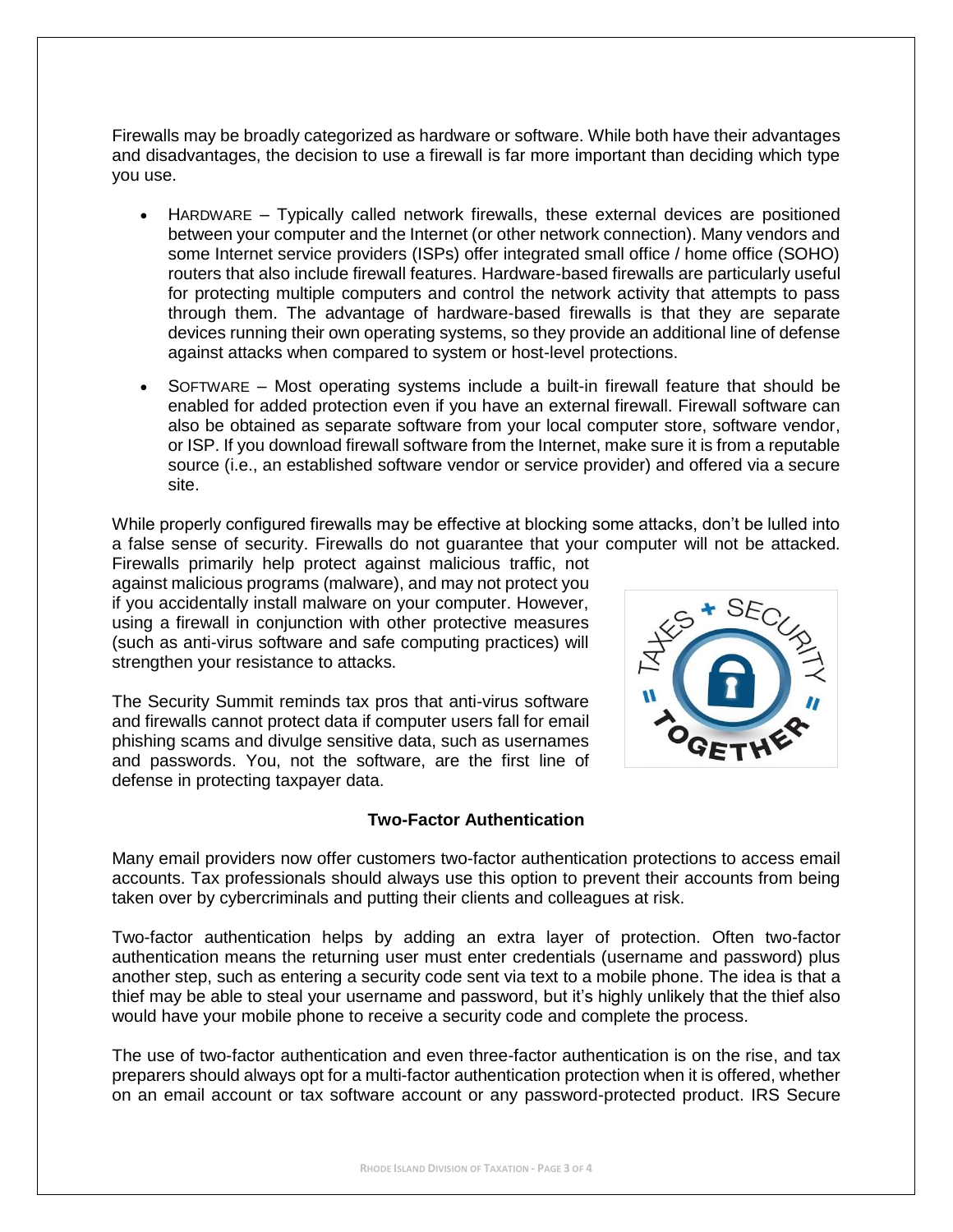Firewalls may be broadly categorized as hardware or software. While both have their advantages and disadvantages, the decision to use a firewall is far more important than deciding which type you use.

- HARDWARE – Typically called network firewalls, these external devices are positioned between your computer and the Internet (or other network connection). Many vendors and some Internet service providers (ISPs) offer integrated small office / home office (SOHO) routers that also include firewall features. Hardware-based firewalls are particularly useful for protecting multiple computers and control the network activity that attempts to pass through them. The advantage of hardware-based firewalls is that they are separate devices running their own operating systems, so they provide an additional line of defense against attacks when compared to system or host-level protections.

- SOFTWARE – Most operating systems include a built-in firewall feature that should be enabled for added protection even if you have an external firewall. Firewall software can also be obtained as separate software from your local computer store, software vendor, or ISP. If you download firewall software from the Internet, make sure it is from a reputable source (i.e., an established software vendor or service provider) and offered via a secure site.

While properly configured firewalls may be effective at blocking some attacks, don't be lulled into a false sense of security. Firewalls do not guarantee that your computer will not be attacked. Firewalls primarily help protect against malicious traffic, not against malicious programs (malware), and may not protect you if you accidentally install malware on your computer. However, using a firewall in conjunction with other protective measures (such as anti-virus software and safe computing practices) will strengthen your resistance to attacks.

The Security Summit reminds tax pros that anti-virus software and firewalls cannot protect data if computer users fall for email phishing scams and divulge sensitive data, such as usernames and passwords. You, not the software, are the first line of defense in protecting taxpayer data.

**Two-Factor Authentication**

Many email providers now offer customers two-factor authentication protections to access email accounts. Tax professionals should always use this option to prevent their accounts from being taken over by cybercriminals and putting their clients and colleagues at risk.

Two-factor authentication helps by adding an extra layer of protection. Often two-factor authentication means the returning user must enter credentials (username and password) plus another step, such as entering a security code sent via text to a mobile phone. The idea is that a thief may be able to steal your username and password, but it's highly unlikely that the thief also would have your mobile phone to receive a security code and complete the process.

The use of two-factor authentication and even three-factor authentication is on the rise, and tax preparers should always opt for a multi-factor authentication protection when it is offered, whether on an email account or tax software account or any password-protected product. IRS Secure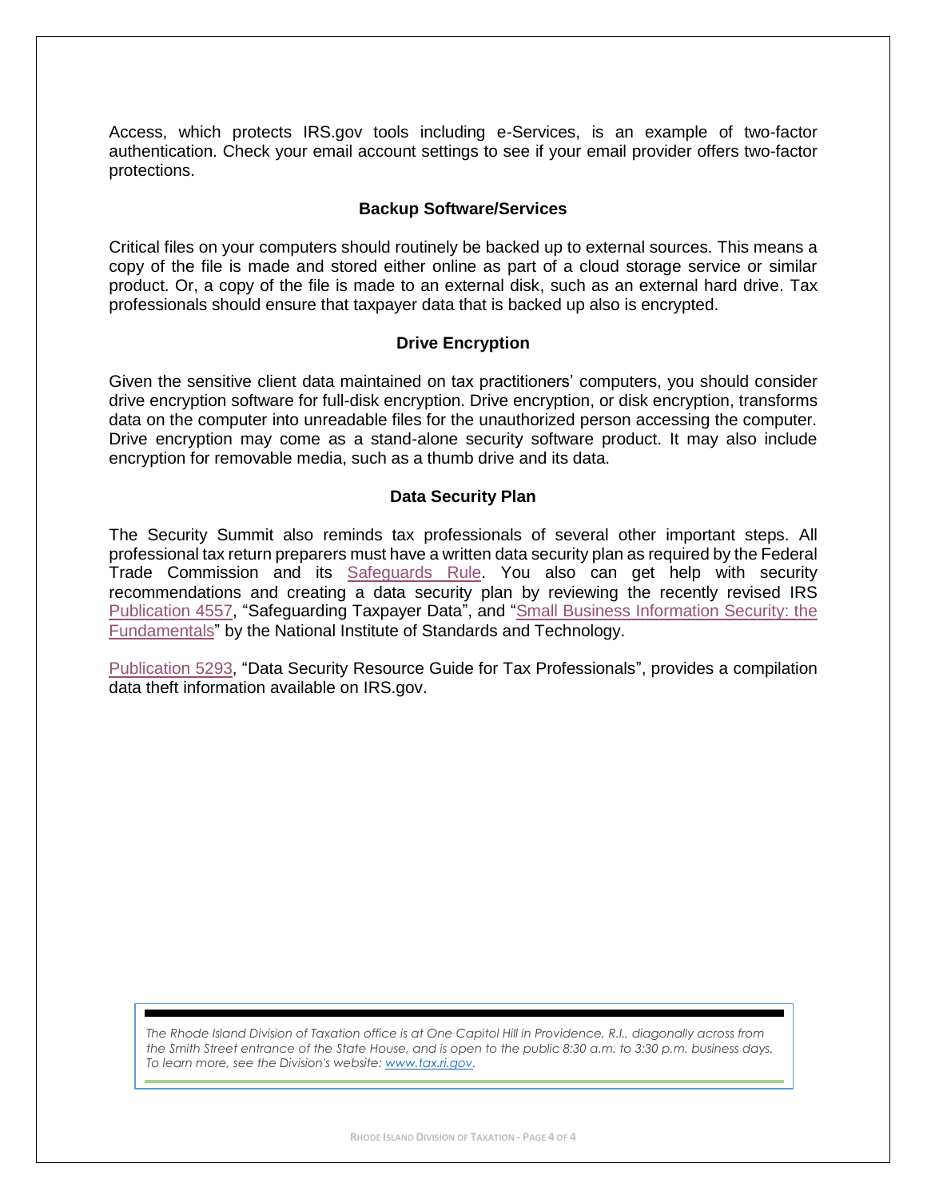Access, which protects IRS.gov tools including e-Services, is an example of two-factor authentication. Check your email account settings to see if your email provider offers two-factor protections.

### Backup Software/Services

Critical files on your computers should routinely be backed up to external sources. This means a copy of the file is made and stored either online as part of a cloud storage service or similar product. Or, a copy of the file is made to an external disk, such as an external hard drive. Tax professionals should ensure that taxpayer data that is backed up also is encrypted.

### Drive Encryption

Given the sensitive client data maintained on tax practitioners' computers, you should consider drive encryption software for full-disk encryption. Drive encryption, or disk encryption, transforms data on the computer into unreadable files for the unauthorized person accessing the computer. Drive encryption may come as a stand-alone security software product. It may also include encryption for removable media, such as a thumb drive and its data.

### Data Security Plan

The Security Summit also reminds tax professionals of several other important steps. All professional tax return preparers must have a written data security plan as required by the Federal Trade Commission and its Safeguards Rule. You also can get help with security recommendations and creating a data security plan by reviewing the recently revised IRS Publication 4557, "Safeguarding Taxpayer Data", and "Small Business Information Security: the Fundamentals" by the National Institute of Standards and Technology.

Publication 5293, "Data Security Resource Guide for Tax Professionals", provides a compilation data theft information available on IRS.gov.

*The Rhode Island Division of Taxation office is at One Capitol Hill in Providence, R.I., diagonally across from the Smith Street entrance of the State House, and is open to the public 8:30 a.m. to 3:30 p.m. business days. To learn more, see the Division's website: www.tax.ri.gov.*